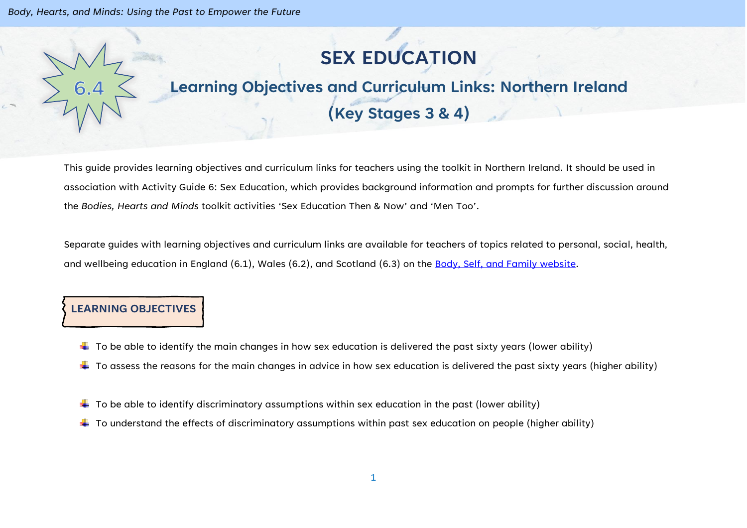# 6.4 SEX EDUCATION

## Learning Objectives and Curriculum Links: Northern Ireland (Key Stages 3 & 4)

This guide provides learning objectives and curriculum links for teachers using the toolkit in Northern Ireland. It should be used in association with Activity Guide 6: Sex Education, which provides background information and prompts for further discussion around the *Bodies, Hearts and Minds* toolkit activities 'Sex Education Then & Now' and 'Men Too'.

Separate guides with learning objectives and curriculum links are available for teachers of topics related to personal, social, health, and wellbeing education in England (6.1), Wales (6.2), and Scotland (6.3) on the Body, Self, and Family website.

### LEARNING OBJECTIVES

- To be able to identify the main changes in how sex education is delivered the past sixty years (lower ability)
- To assess the reasons for the main changes in advice in how sex education is delivered the past sixty years (higher ability)

- To be able to identify discriminatory assumptions within sex education in the past (lower ability)
- To understand the effects of discriminatory assumptions within past sex education on people (higher ability)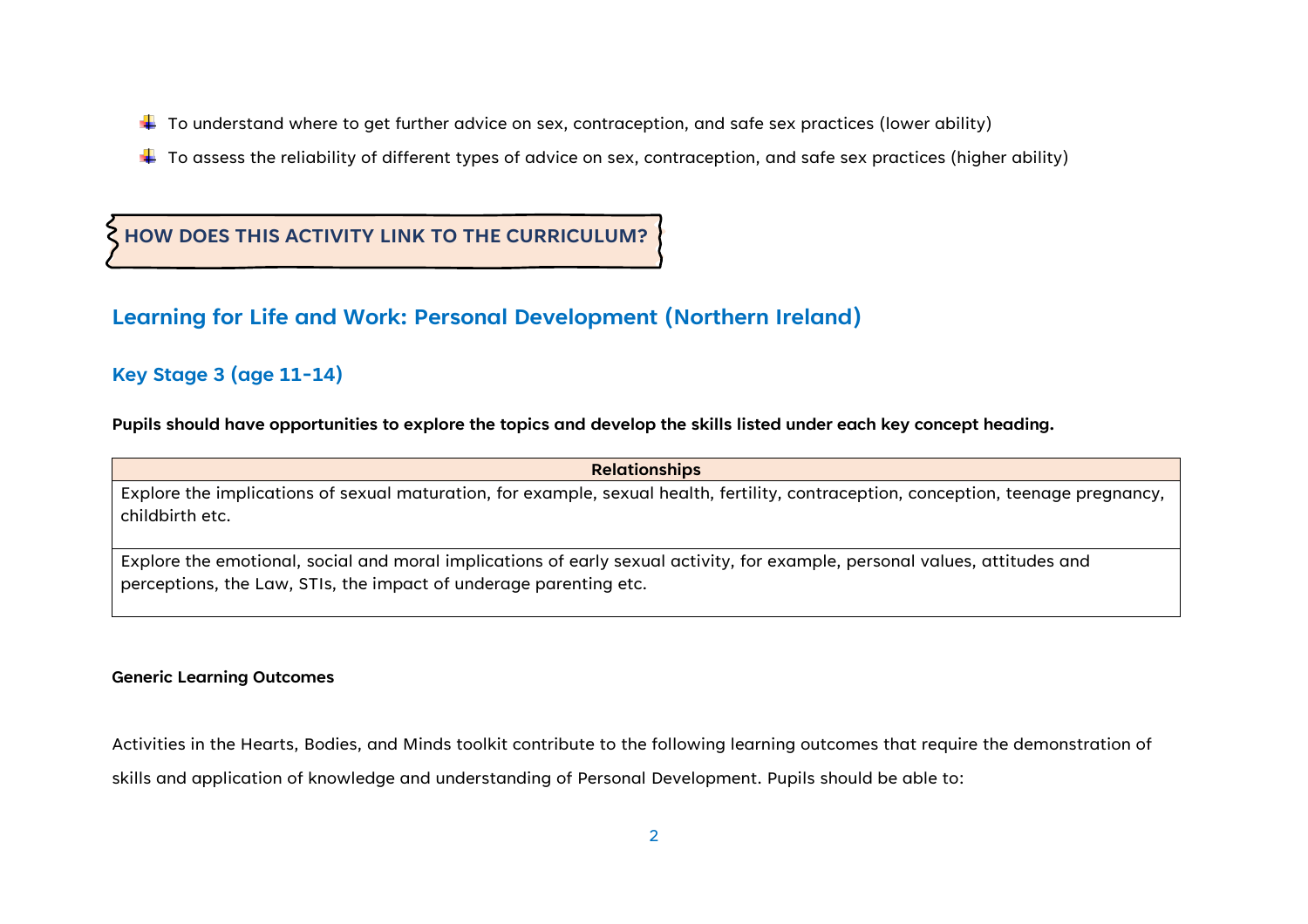- To understand where to get further advice on sex, contraception, and safe sex practices (lower ability)
- To assess the reliability of different types of advice on sex, contraception, and safe sex practices (higher ability)

## HOW DOES THIS ACTIVITY LINK TO THE CURRICULUM?

## Learning for Life and Work: Personal Development (Northern Ireland)

### Key Stage 3 (age 11-14)

**Pupils should have opportunities to explore the topics and develop the skills listed under each key concept heading.**

| Relationships |
|---|
| Explore the implications of sexual maturation, for example, sexual health, fertility, contraception, conception, teenage pregnancy, childbirth etc. |
| Explore the emotional, social and moral implications of early sexual activity, for example, personal values, attitudes and perceptions, the Law, STIs, the impact of underage parenting etc. |

**Generic Learning Outcomes**

Activities in the Hearts, Bodies, and Minds toolkit contribute to the following learning outcomes that require the demonstration of skills and application of knowledge and understanding of Personal Development. Pupils should be able to: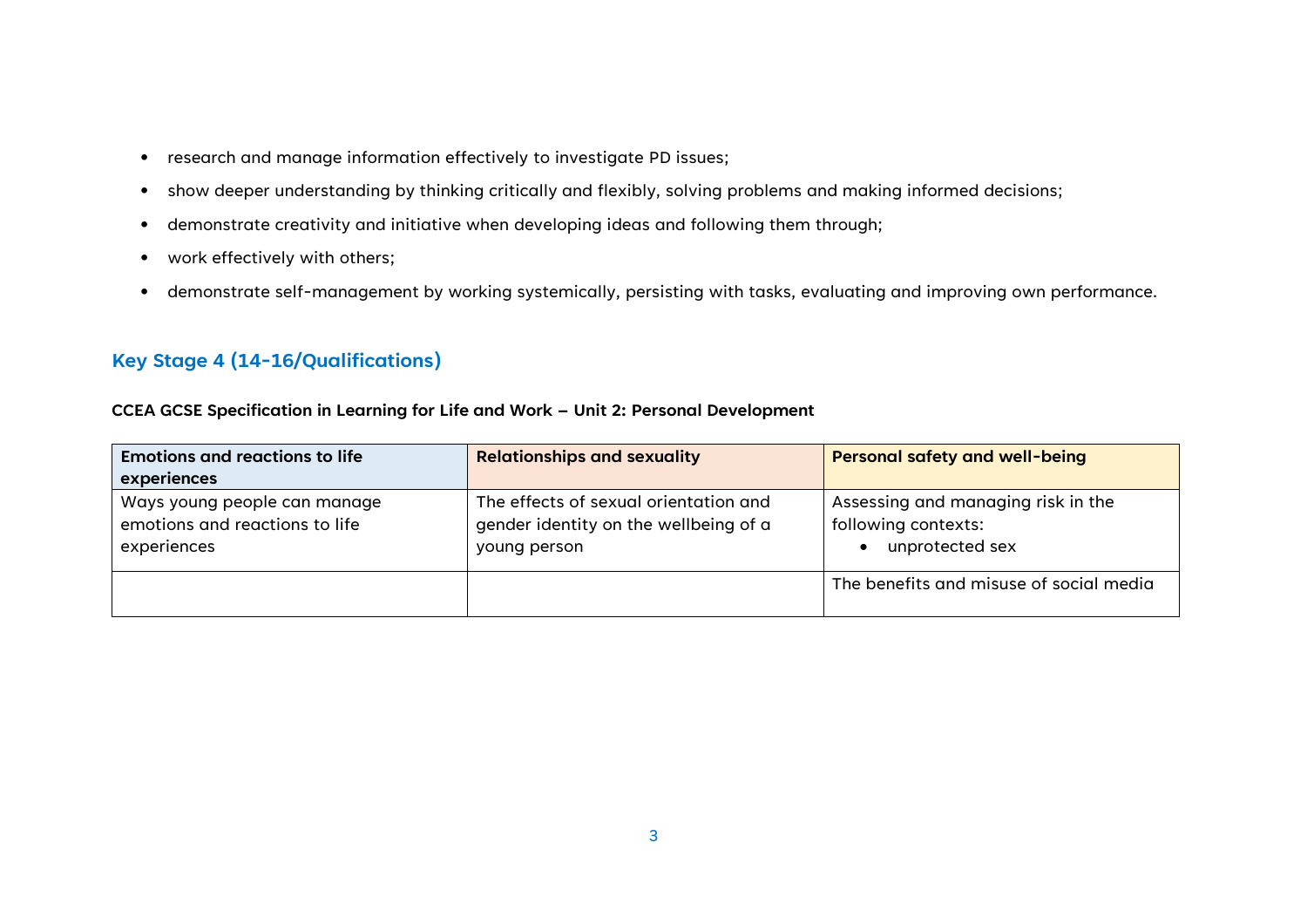- research and manage information effectively to investigate PD issues;
- show deeper understanding by thinking critically and flexibly, solving problems and making informed decisions;
- demonstrate creativity and initiative when developing ideas and following them through;
- work effectively with others;
- demonstrate self-management by working systemically, persisting with tasks, evaluating and improving own performance.

## Key Stage 4 (14-16/Qualifications)

**CCEA GCSE Specification in Learning for Life and Work – Unit 2: Personal Development**

| Emotions and reactions to life experiences | Relationships and sexuality | Personal safety and well-being |
|---|---|---|
| Ways young people can manage emotions and reactions to life experiences | The effects of sexual orientation and gender identity on the wellbeing of a young person | Assessing and managing risk in the following contexts:<br>• unprotected sex |
| | | The benefits and misuse of social media |